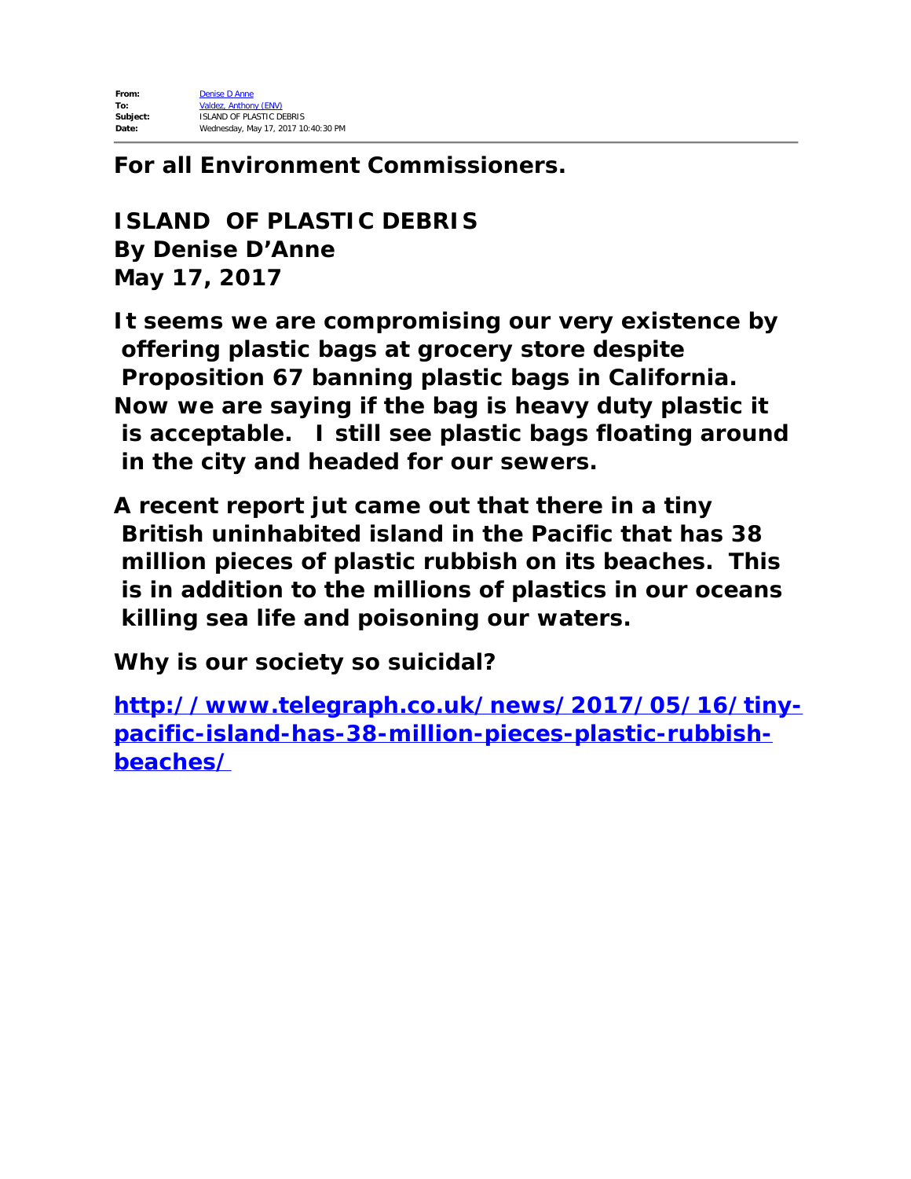**From:** Denise D Anne
**To:** Valdez, Anthony (ENV)
**Subject:** ISLAND OF PLASTIC DEBRIS
**Date:** Wednesday, May 17, 2017 10:40:30 PM

---

**For all Environment Commissioners.**

**ISLAND OF PLASTIC DEBRIS**
**By Denise D'Anne**
**May 17, 2017**

**It seems we are compromising our very existence by offering plastic bags at grocery store despite Proposition 67 banning plastic bags in California. Now we are saying if the bag is heavy duty plastic it is acceptable. I still see plastic bags floating around in the city and headed for our sewers.**

**A recent report jut came out that there in a tiny British uninhabited island in the Pacific that has 38 million pieces of plastic rubbish on its beaches. This is in addition to the millions of plastics in our oceans killing sea life and poisoning our waters.**

**Why is our society so suicidal?**

**http://www.telegraph.co.uk/news/2017/05/16/tiny-pacific-island-has-38-million-pieces-plastic-rubbish-beaches/**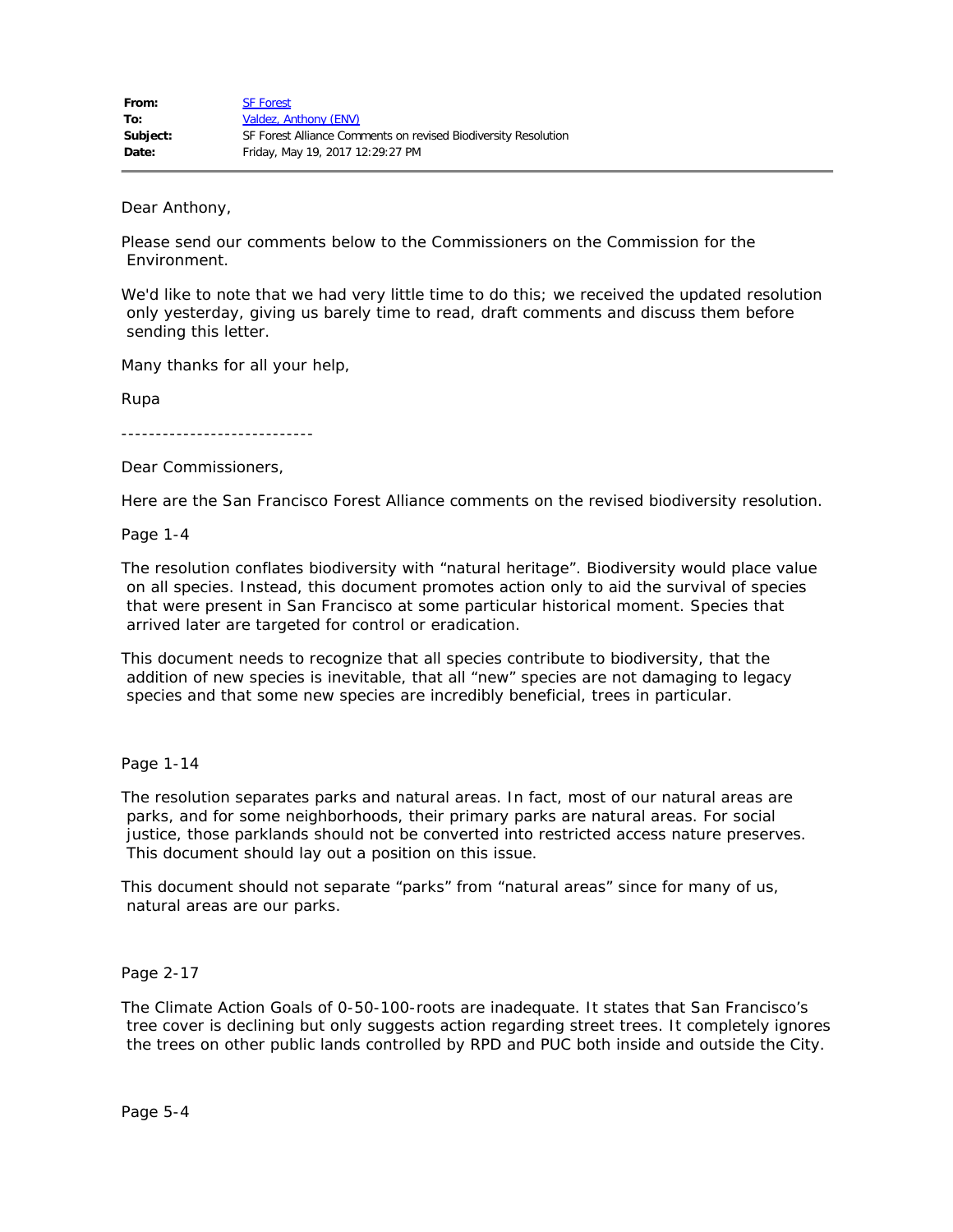| **From:** | SF Forest |
|---|---|
| **To:** | Valdez, Anthony (ENV) |
| **Subject:** | SF Forest Alliance Comments on revised Biodiversity Resolution |
| **Date:** | Friday, May 19, 2017 12:29:27 PM |

Dear Anthony,

Please send our comments below to the Commissioners on the Commission for the Environment.

We'd like to note that we had very little time to do this; we received the updated resolution only yesterday, giving us barely time to read, draft comments and discuss them before sending this letter.

Many thanks for all your help,

Rupa

---------------------------

Dear Commissioners,

Here are the San Francisco Forest Alliance comments on the revised biodiversity resolution.

Page 1-4

The resolution conflates biodiversity with "natural heritage". Biodiversity would place value on all species. Instead, this document promotes action only to aid the survival of species that were present in San Francisco at some particular historical moment. Species that arrived later are targeted for control or eradication.

This document needs to recognize that all species contribute to biodiversity, that the addition of new species is inevitable, that all "new" species are not damaging to legacy species and that some new species are incredibly beneficial, trees in particular.

Page 1-14

The resolution separates parks and natural areas. In fact, most of our natural areas are parks, and for some neighborhoods, their primary parks are natural areas. For social justice, those parklands should not be converted into restricted access nature preserves. This document should lay out a position on this issue.

This document should not separate "parks" from "natural areas" since for many of us, natural areas are our parks.

Page 2-17

The Climate Action Goals of 0-50-100-roots are inadequate. It states that San Francisco's tree cover is declining but only suggests action regarding street trees. It completely ignores the trees on other public lands controlled by RPD and PUC both inside and outside the City.

Page 5-4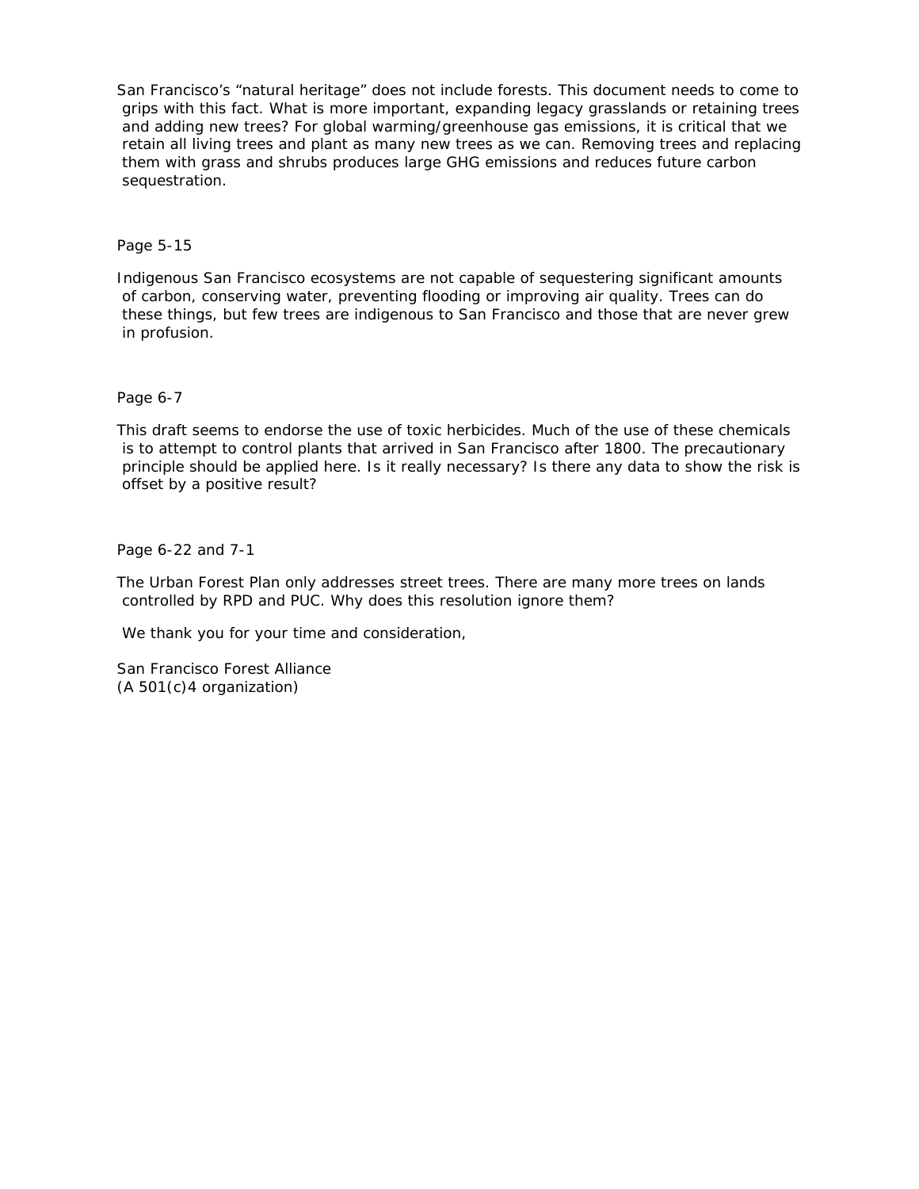San Francisco's "natural heritage" does not include forests. This document needs to come to grips with this fact. What is more important, expanding legacy grasslands or retaining trees and adding new trees? For global warming/greenhouse gas emissions, it is critical that we retain all living trees and plant as many new trees as we can. Removing trees and replacing them with grass and shrubs produces large GHG emissions and reduces future carbon sequestration.

Page 5-15

Indigenous San Francisco ecosystems are not capable of sequestering significant amounts of carbon, conserving water, preventing flooding or improving air quality. Trees can do these things, but few trees are indigenous to San Francisco and those that are never grew in profusion.

Page 6-7

This draft seems to endorse the use of toxic herbicides. Much of the use of these chemicals is to attempt to control plants that arrived in San Francisco after 1800. The precautionary principle should be applied here. Is it really necessary? Is there any data to show the risk is offset by a positive result?

Page 6-22 and 7-1

The Urban Forest Plan only addresses street trees. There are many more trees on lands controlled by RPD and PUC. Why does this resolution ignore them?

We thank you for your time and consideration,

San Francisco Forest Alliance
(A 501(c)4 organization)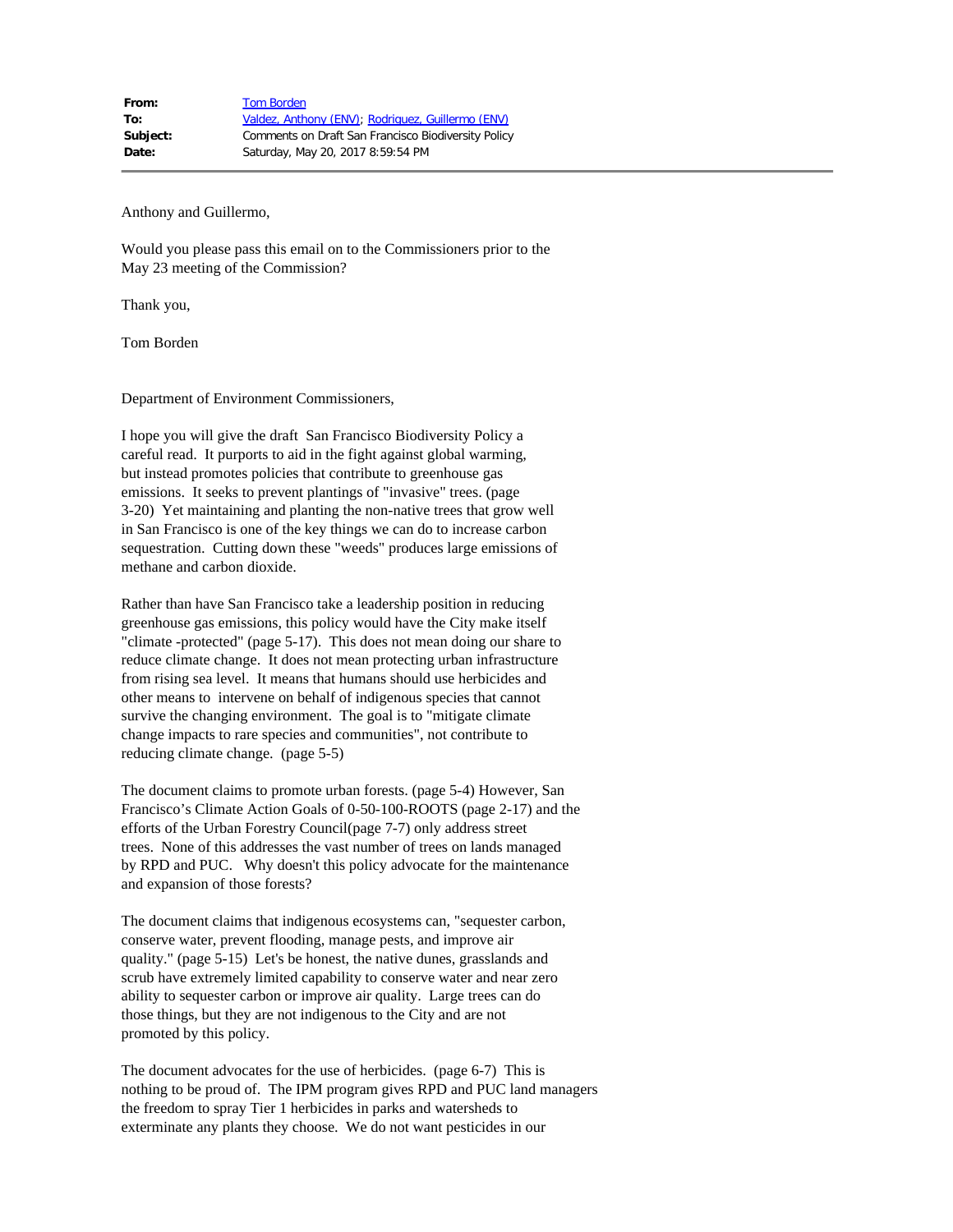| | |
|---|---|
| **From:** | Tom Borden |
| **To:** | Valdez, Anthony (ENV); Rodriguez, Guillermo (ENV) |
| **Subject:** | Comments on Draft San Francisco Biodiversity Policy |
| **Date:** | Saturday, May 20, 2017 8:59:54 PM |

---

Anthony and Guillermo,

Would you please pass this email on to the Commissioners prior to the May 23 meeting of the Commission?

Thank you,

Tom Borden

Department of Environment Commissioners,

I hope you will give the draft San Francisco Biodiversity Policy a careful read. It purports to aid in the fight against global warming, but instead promotes policies that contribute to greenhouse gas emissions. It seeks to prevent plantings of "invasive" trees. (page 3-20) Yet maintaining and planting the non-native trees that grow well in San Francisco is one of the key things we can do to increase carbon sequestration. Cutting down these "weeds" produces large emissions of methane and carbon dioxide.

Rather than have San Francisco take a leadership position in reducing greenhouse gas emissions, this policy would have the City make itself "climate -protected" (page 5-17). This does not mean doing our share to reduce climate change. It does not mean protecting urban infrastructure from rising sea level. It means that humans should use herbicides and other means to intervene on behalf of indigenous species that cannot survive the changing environment. The goal is to "mitigate climate change impacts to rare species and communities", not contribute to reducing climate change. (page 5-5)

The document claims to promote urban forests. (page 5-4) However, San Francisco's Climate Action Goals of 0-50-100-ROOTS (page 2-17) and the efforts of the Urban Forestry Council(page 7-7) only address street trees. None of this addresses the vast number of trees on lands managed by RPD and PUC. Why doesn't this policy advocate for the maintenance and expansion of those forests?

The document claims that indigenous ecosystems can, "sequester carbon, conserve water, prevent flooding, manage pests, and improve air quality." (page 5-15) Let's be honest, the native dunes, grasslands and scrub have extremely limited capability to conserve water and near zero ability to sequester carbon or improve air quality. Large trees can do those things, but they are not indigenous to the City and are not promoted by this policy.

The document advocates for the use of herbicides. (page 6-7) This is nothing to be proud of. The IPM program gives RPD and PUC land managers the freedom to spray Tier 1 herbicides in parks and watersheds to exterminate any plants they choose. We do not want pesticides in our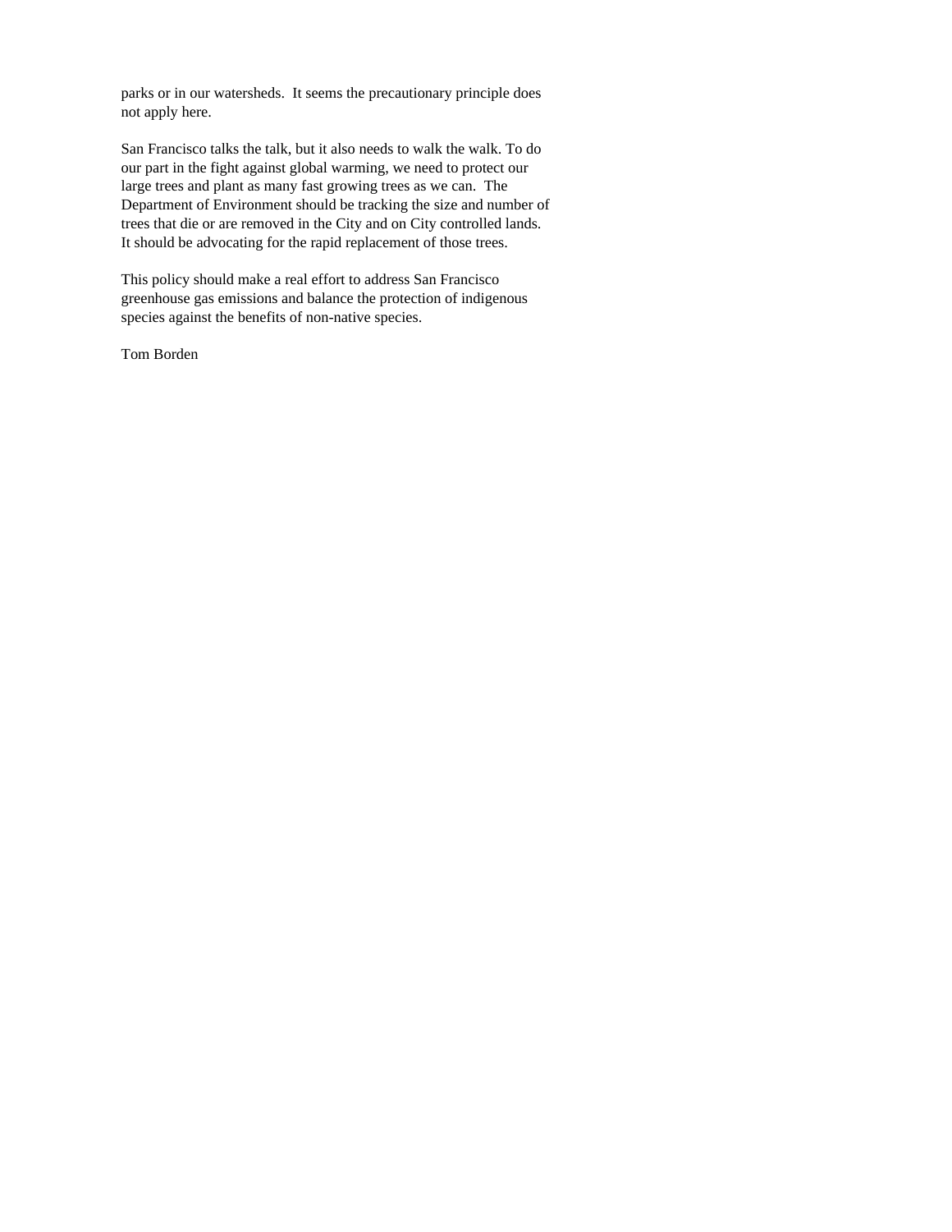parks or in our watersheds.  It seems the precautionary principle does not apply here.

San Francisco talks the talk, but it also needs to walk the walk. To do our part in the fight against global warming, we need to protect our large trees and plant as many fast growing trees as we can.  The Department of Environment should be tracking the size and number of trees that die or are removed in the City and on City controlled lands. It should be advocating for the rapid replacement of those trees.

This policy should make a real effort to address San Francisco greenhouse gas emissions and balance the protection of indigenous species against the benefits of non-native species.

Tom Borden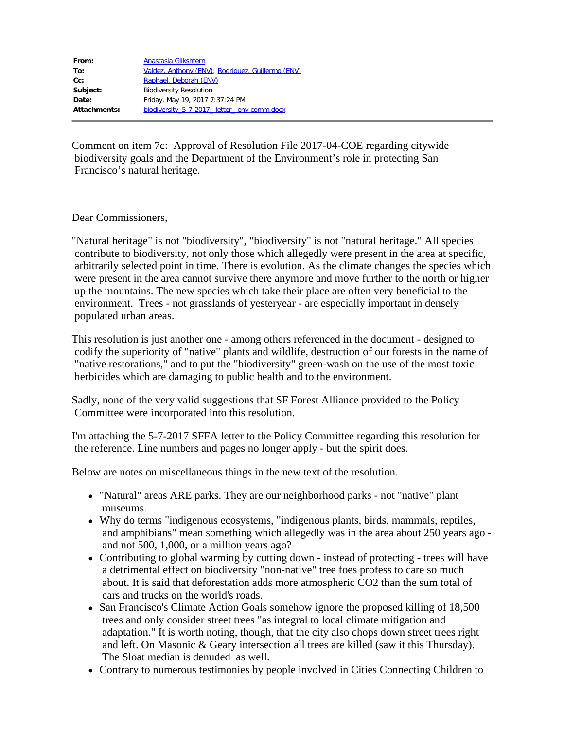| | |
|---|---|
| **From:** | Anastasia Glikshtern |
| **To:** | Valdez, Anthony (ENV); Rodriguez, Guillermo (ENV) |
| **Cc:** | Raphael, Deborah (ENV) |
| **Subject:** | Biodiversity Resolution |
| **Date:** | Friday, May 19, 2017 7:37:24 PM |
| **Attachments:** | biodiversity_5-7-2017 _letter_ env comm.docx |

Comment on item 7c: Approval of Resolution File 2017-04-COE regarding citywide biodiversity goals and the Department of the Environment's role in protecting San Francisco's natural heritage.

Dear Commissioners,

"Natural heritage" is not "biodiversity", "biodiversity" is not "natural heritage." All species contribute to biodiversity, not only those which allegedly were present in the area at specific, arbitrarily selected point in time. There is evolution. As the climate changes the species which were present in the area cannot survive there anymore and move further to the north or higher up the mountains. The new species which take their place are often very beneficial to the environment. Trees - not grasslands of yesteryear - are especially important in densely populated urban areas.

This resolution is just another one - among others referenced in the document - designed to codify the superiority of "native" plants and wildlife, destruction of our forests in the name of "native restorations," and to put the "biodiversity" green-wash on the use of the most toxic herbicides which are damaging to public health and to the environment.

Sadly, none of the very valid suggestions that SF Forest Alliance provided to the Policy Committee were incorporated into this resolution.

I'm attaching the 5-7-2017 SFFA letter to the Policy Committee regarding this resolution for the reference. Line numbers and pages no longer apply - but the spirit does.

Below are notes on miscellaneous things in the new text of the resolution.

- "Natural" areas ARE parks. They are our neighborhood parks - not "native" plant museums.
- Why do terms "indigenous ecosystems, "indigenous plants, birds, mammals, reptiles, and amphibians" mean something which allegedly was in the area about 250 years ago - and not 500, 1,000, or a million years ago?
- Contributing to global warming by cutting down - instead of protecting - trees will have a detrimental effect on biodiversity "non-native" tree foes profess to care so much about. It is said that deforestation adds more atmospheric CO2 than the sum total of cars and trucks on the world's roads.
- San Francisco's Climate Action Goals somehow ignore the proposed killing of 18,500 trees and only consider street trees "as integral to local climate mitigation and adaptation." It is worth noting, though, that the city also chops down street trees right and left. On Masonic & Geary intersection all trees are killed (saw it this Thursday). The Sloat median is denuded as well.
- Contrary to numerous testimonies by people involved in Cities Connecting Children to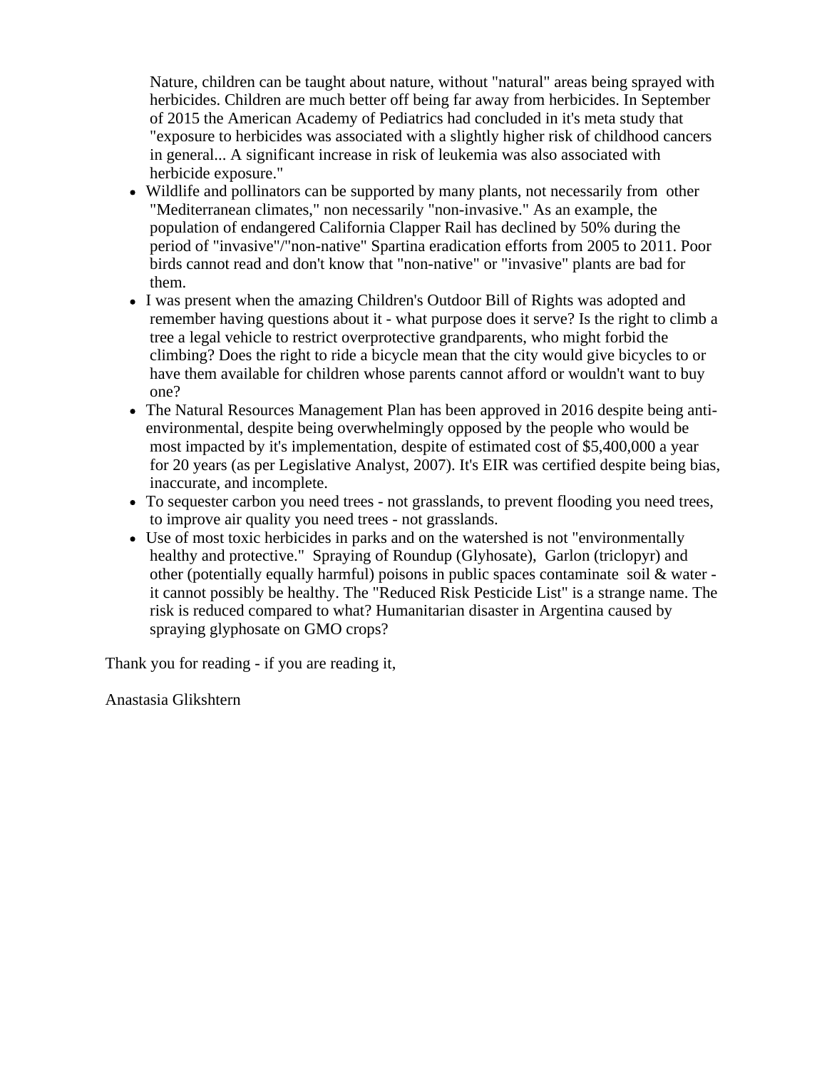Nature, children can be taught about nature, without "natural" areas being sprayed with herbicides. Children are much better off being far away from herbicides. In September of 2015 the American Academy of Pediatrics had concluded in it's meta study that "exposure to herbicides was associated with a slightly higher risk of childhood cancers in general... A significant increase in risk of leukemia was also associated with herbicide exposure."

- Wildlife and pollinators can be supported by many plants, not necessarily from other "Mediterranean climates," non necessarily "non-invasive." As an example, the population of endangered California Clapper Rail has declined by 50% during the period of "invasive"/"non-native" Spartina eradication efforts from 2005 to 2011. Poor birds cannot read and don't know that "non-native" or "invasive" plants are bad for them.
- I was present when the amazing Children's Outdoor Bill of Rights was adopted and remember having questions about it - what purpose does it serve? Is the right to climb a tree a legal vehicle to restrict overprotective grandparents, who might forbid the climbing? Does the right to ride a bicycle mean that the city would give bicycles to or have them available for children whose parents cannot afford or wouldn't want to buy one?
- The Natural Resources Management Plan has been approved in 2016 despite being anti-environmental, despite being overwhelmingly opposed by the people who would be most impacted by it's implementation, despite of estimated cost of $5,400,000 a year for 20 years (as per Legislative Analyst, 2007). It's EIR was certified despite being bias, inaccurate, and incomplete.
- To sequester carbon you need trees - not grasslands, to prevent flooding you need trees, to improve air quality you need trees - not grasslands.
- Use of most toxic herbicides in parks and on the watershed is not "environmentally healthy and protective." Spraying of Roundup (Glyhosate), Garlon (triclopyr) and other (potentially equally harmful) poisons in public spaces contaminate soil & water - it cannot possibly be healthy. The "Reduced Risk Pesticide List" is a strange name. The risk is reduced compared to what? Humanitarian disaster in Argentina caused by spraying glyphosate on GMO crops?

Thank you for reading - if you are reading it,

Anastasia Glikshtern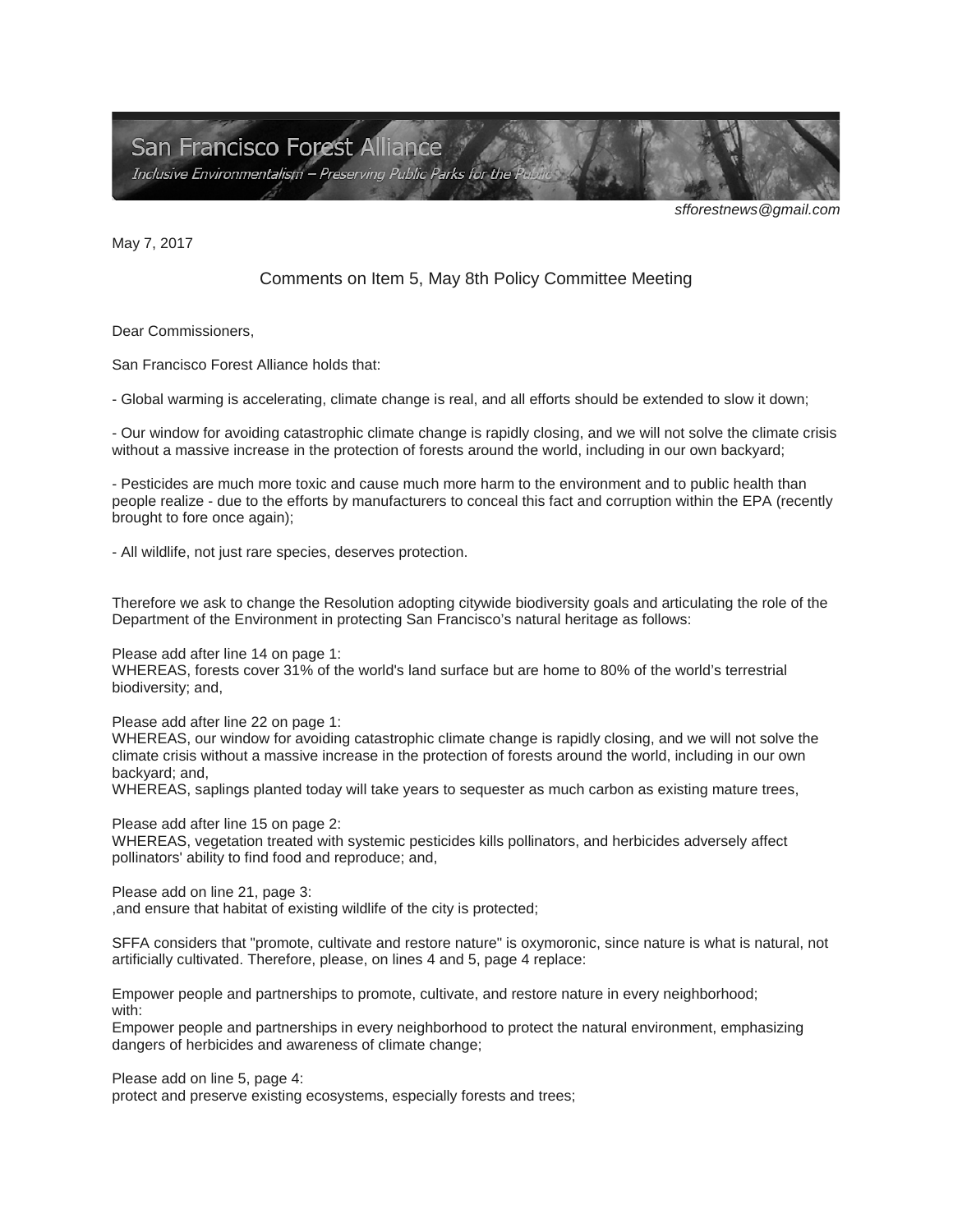San Francisco Forest Alliance

*Inclusive Environmentalism – Preserving Public Parks for the Public*

*sfforestnews@gmail.com*

May 7, 2017

## Comments on Item 5, May 8th Policy Committee Meeting

Dear Commissioners,

San Francisco Forest Alliance holds that:

- Global warming is accelerating, climate change is real, and all efforts should be extended to slow it down;

- Our window for avoiding catastrophic climate change is rapidly closing, and we will not solve the climate crisis without a massive increase in the protection of forests around the world, including in our own backyard;

- Pesticides are much more toxic and cause much more harm to the environment and to public health than people realize - due to the efforts by manufacturers to conceal this fact and corruption within the EPA (recently brought to fore once again);

- All wildlife, not just rare species, deserves protection.

Therefore we ask to change the Resolution adopting citywide biodiversity goals and articulating the role of the Department of the Environment in protecting San Francisco's natural heritage as follows:

Please add after line 14 on page 1:
WHEREAS, forests cover 31% of the world's land surface but are home to 80% of the world's terrestrial biodiversity; and,

Please add after line 22 on page 1:
WHEREAS, our window for avoiding catastrophic climate change is rapidly closing, and we will not solve the climate crisis without a massive increase in the protection of forests around the world, including in our own backyard; and,
WHEREAS, saplings planted today will take years to sequester as much carbon as existing mature trees,

Please add after line 15 on page 2:
WHEREAS, vegetation treated with systemic pesticides kills pollinators, and herbicides adversely affect pollinators' ability to find food and reproduce; and,

Please add on line 21, page 3:
,and ensure that habitat of existing wildlife of the city is protected;

SFFA considers that "promote, cultivate and restore nature" is oxymoronic, since nature is what is natural, not artificially cultivated. Therefore, please, on lines 4 and 5, page 4 replace:

Empower people and partnerships to promote, cultivate, and restore nature in every neighborhood;
with:
Empower people and partnerships in every neighborhood to protect the natural environment, emphasizing dangers of herbicides and awareness of climate change;

Please add on line 5, page 4:
protect and preserve existing ecosystems, especially forests and trees;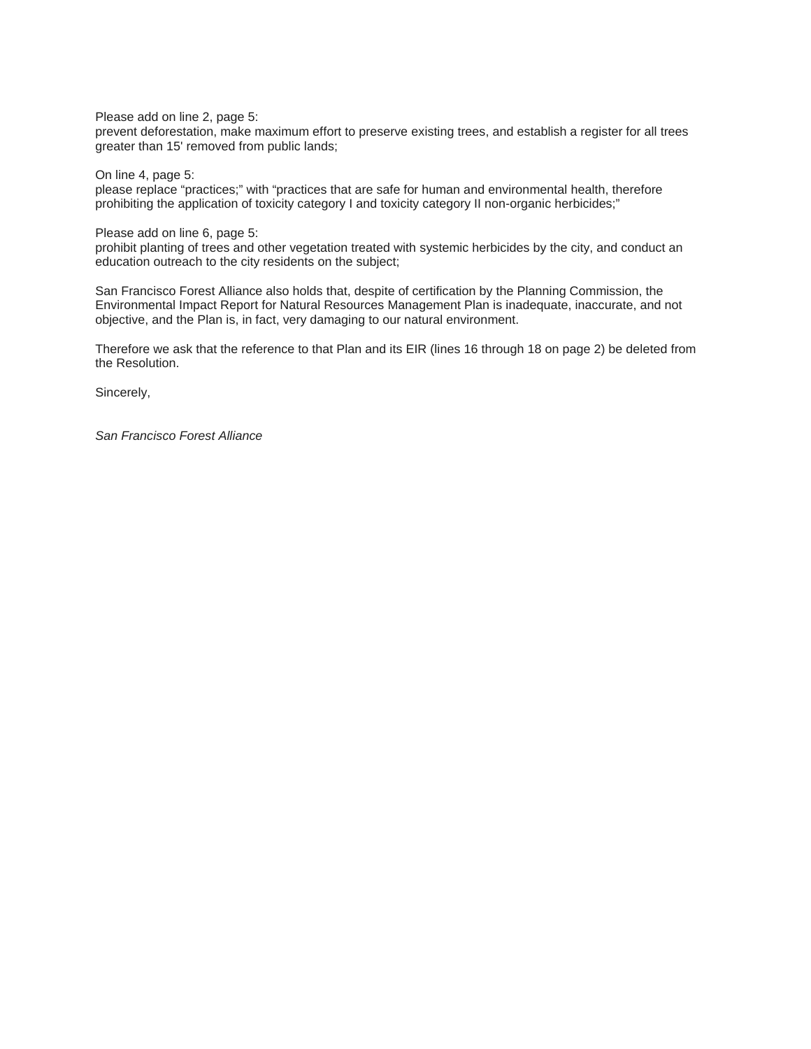Please add on line 2, page 5:
prevent deforestation, make maximum effort to preserve existing trees, and establish a register for all trees greater than 15' removed from public lands;

On line 4, page 5:
please replace “practices;” with “practices that are safe for human and environmental health, therefore prohibiting the application of toxicity category I and toxicity category II non-organic herbicides;”

Please add on line 6, page 5:
prohibit planting of trees and other vegetation treated with systemic herbicides by the city, and conduct an education outreach to the city residents on the subject;

San Francisco Forest Alliance also holds that, despite of certification by the Planning Commission, the Environmental Impact Report for Natural Resources Management Plan is inadequate, inaccurate, and not objective, and the Plan is, in fact, very damaging to our natural environment.

Therefore we ask that the reference to that Plan and its EIR (lines 16 through 18 on page 2) be deleted from the Resolution.

Sincerely,

*San Francisco Forest Alliance*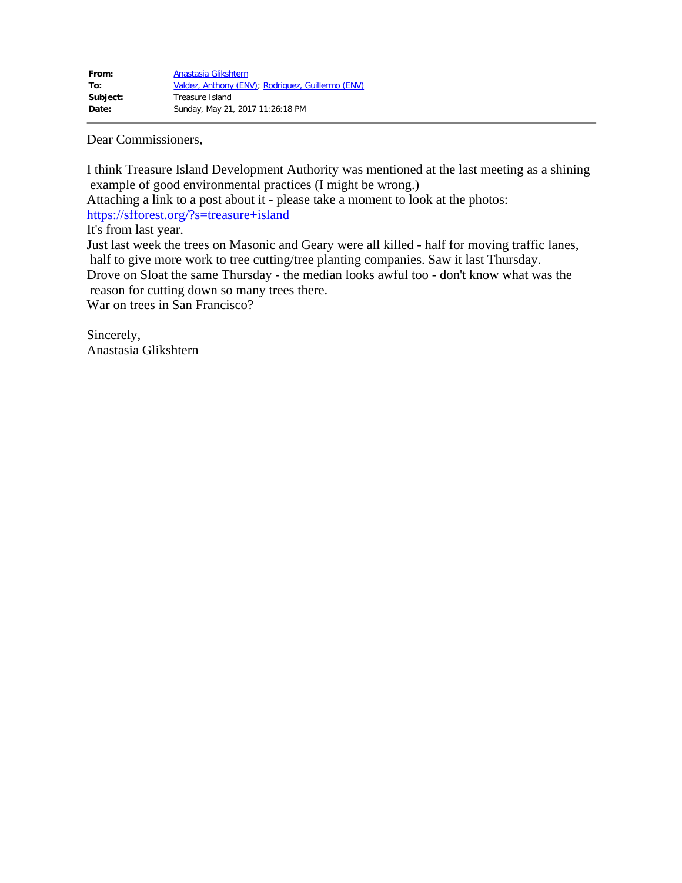**From:** Anastasia Glikshtern
**To:** Valdez, Anthony (ENV); Rodriguez, Guillermo (ENV)
**Subject:** Treasure Island
**Date:** Sunday, May 21, 2017 11:26:18 PM

---

Dear Commissioners,

I think Treasure Island Development Authority was mentioned at the last meeting as a shining example of good environmental practices (I might be wrong.)
Attaching a link to a post about it - please take a moment to look at the photos:
https://sfforest.org/?s=treasure+island
It's from last year.
Just last week the trees on Masonic and Geary were all killed - half for moving traffic lanes, half to give more work to tree cutting/tree planting companies. Saw it last Thursday.
Drove on Sloat the same Thursday - the median looks awful too - don't know what was the reason for cutting down so many trees there.
War on trees in San Francisco?

Sincerely,
Anastasia Glikshtern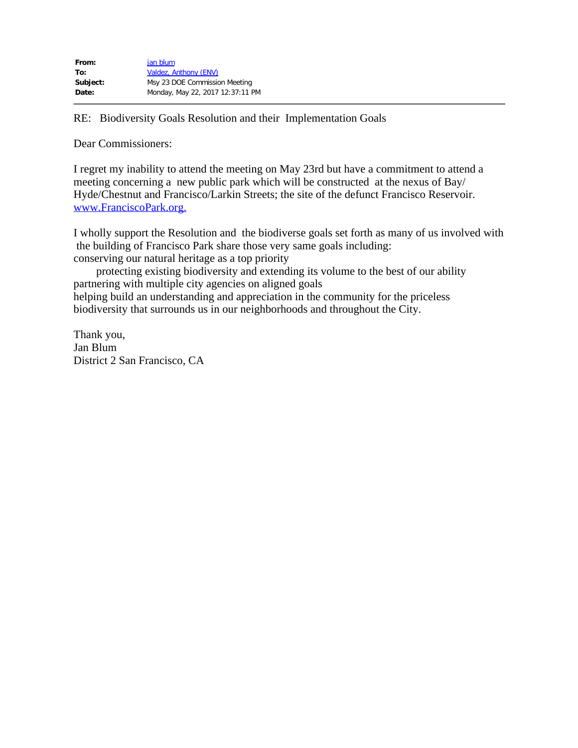| | |
|---|---|
| **From:** | jan blum |
| **To:** | Valdez, Anthony (ENV) |
| **Subject:** | Msy 23 DOE Commission Meeting |
| **Date:** | Monday, May 22, 2017 12:37:11 PM |

---

RE: Biodiversity Goals Resolution and their Implementation Goals

Dear Commissioners:

I regret my inability to attend the meeting on May 23rd but have a commitment to attend a meeting concerning a new public park which will be constructed at the nexus of Bay/ Hyde/Chestnut and Francisco/Larkin Streets; the site of the defunct Francisco Reservoir. www.FranciscoPark.org.

I wholly support the Resolution and the biodiverse goals set forth as many of us involved with the building of Francisco Park share those very same goals including:
conserving our natural heritage as a top priority
protecting existing biodiversity and extending its volume to the best of our ability
partnering with multiple city agencies on aligned goals
helping build an understanding and appreciation in the community for the priceless biodiversity that surrounds us in our neighborhoods and throughout the City.

Thank you,
Jan Blum
District 2 San Francisco, CA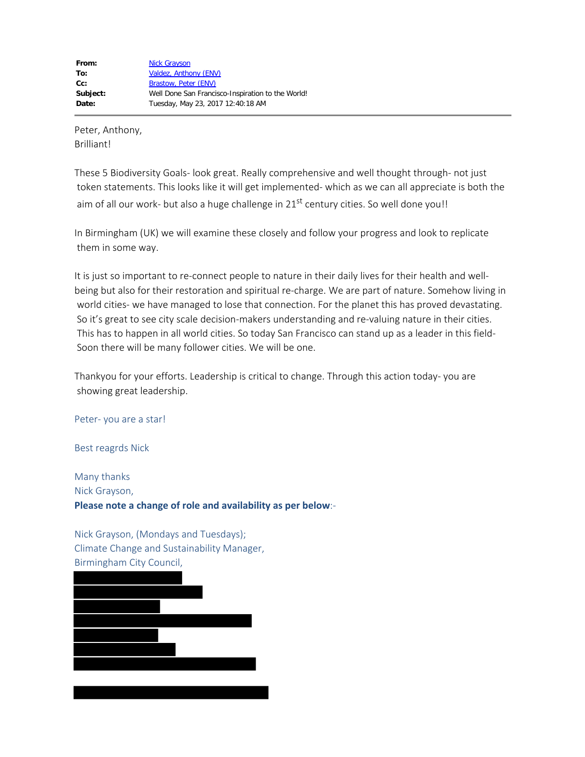| | |
|---|---|
| **From:** | Nick Grayson |
| **To:** | Valdez, Anthony (ENV) |
| **Cc:** | Brastow, Peter (ENV) |
| **Subject:** | Well Done San Francisco-Inspiration to the World! |
| **Date:** | Tuesday, May 23, 2017 12:40:18 AM |

Peter, Anthony,
Brilliant!

These 5 Biodiversity Goals- look great. Really comprehensive and well thought through- not just token statements. This looks like it will get implemented- which as we can all appreciate is both the aim of all our work- but also a huge challenge in 21st century cities. So well done you!!

In Birmingham (UK) we will examine these closely and follow your progress and look to replicate them in some way.

It is just so important to re-connect people to nature in their daily lives for their health and well-being but also for their restoration and spiritual re-charge. We are part of nature. Somehow living in world cities- we have managed to lose that connection. For the planet this has proved devastating. So it's great to see city scale decision-makers understanding and re-valuing nature in their cities. This has to happen in all world cities. So today San Francisco can stand up as a leader in this field- Soon there will be many follower cities. We will be one.

Thankyou for your efforts. Leadership is critical to change. Through this action today- you are showing great leadership.

Peter- you are a star!

Best reagrds Nick

Many thanks
Nick Grayson,
**Please note a change of role and availability as per below**:-

Nick Grayson, (Mondays and Tuesdays);
Climate Change and Sustainability Manager,
Birmingham City Council,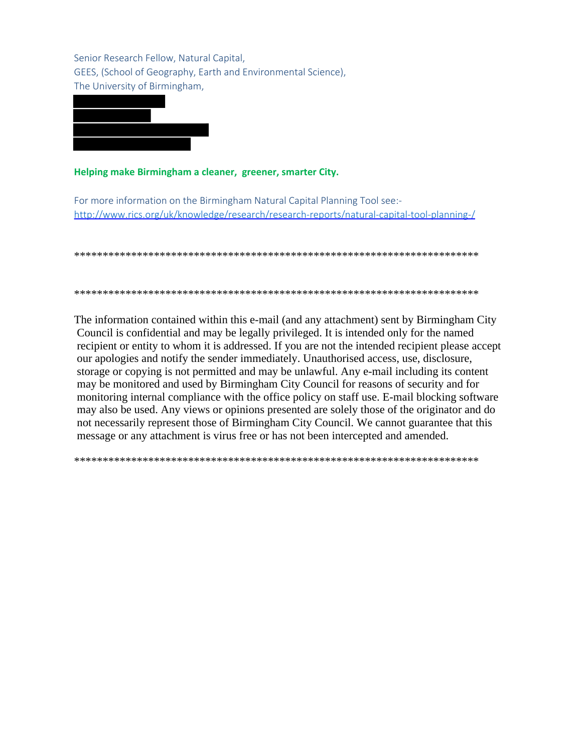Senior Research Fellow, Natural Capital,
GEES, (School of Geography, Earth and Environmental Science),
The University of Birmingham,

**Helping make Birmingham a cleaner, greener, smarter City.**

For more information on the Birmingham Natural Capital Planning Tool see:-
http://www.rics.org/uk/knowledge/research/research-reports/natural-capital-tool-planning-/

\*\*\*\*\*\*\*\*\*\*\*\*\*\*\*\*\*\*\*\*\*\*\*\*\*\*\*\*\*\*\*\*\*\*\*\*\*\*\*\*\*\*\*\*\*\*\*\*\*\*\*\*\*\*\*\*\*\*\*\*\*\*\*\*\*\*\*\*\*\*\*\*

\*\*\*\*\*\*\*\*\*\*\*\*\*\*\*\*\*\*\*\*\*\*\*\*\*\*\*\*\*\*\*\*\*\*\*\*\*\*\*\*\*\*\*\*\*\*\*\*\*\*\*\*\*\*\*\*\*\*\*\*\*\*\*\*\*\*\*\*\*\*\*\*

The information contained within this e-mail (and any attachment) sent by Birmingham City Council is confidential and may be legally privileged. It is intended only for the named recipient or entity to whom it is addressed. If you are not the intended recipient please accept our apologies and notify the sender immediately. Unauthorised access, use, disclosure, storage or copying is not permitted and may be unlawful. Any e-mail including its content may be monitored and used by Birmingham City Council for reasons of security and for monitoring internal compliance with the office policy on staff use. E-mail blocking software may also be used. Any views or opinions presented are solely those of the originator and do not necessarily represent those of Birmingham City Council. We cannot guarantee that this message or any attachment is virus free or has not been intercepted and amended.

\*\*\*\*\*\*\*\*\*\*\*\*\*\*\*\*\*\*\*\*\*\*\*\*\*\*\*\*\*\*\*\*\*\*\*\*\*\*\*\*\*\*\*\*\*\*\*\*\*\*\*\*\*\*\*\*\*\*\*\*\*\*\*\*\*\*\*\*\*\*\*\*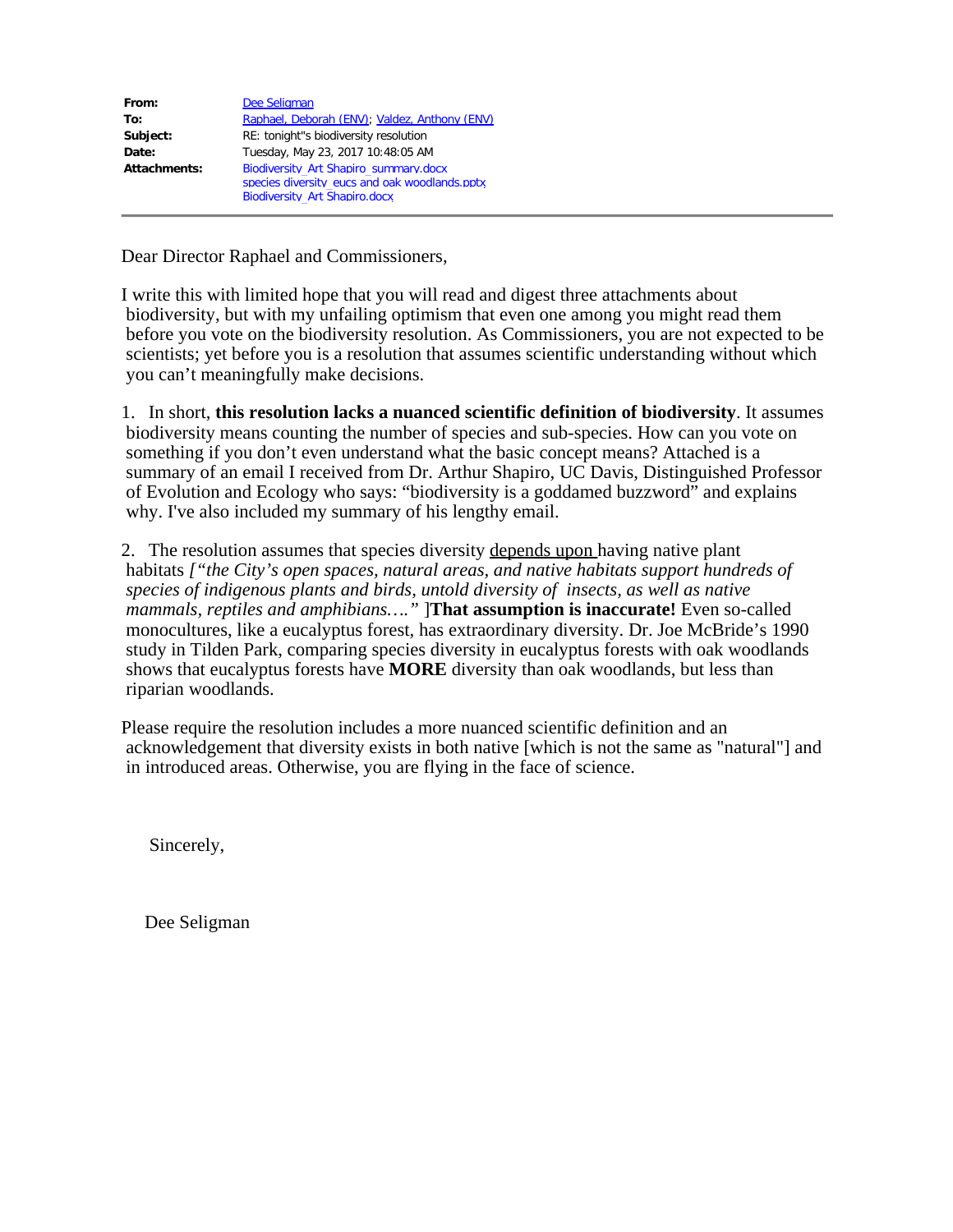| | |
|---|---|
| **From:** | Dee Seligman |
| **To:** | Raphael, Deborah (ENV); Valdez, Anthony (ENV) |
| **Subject:** | RE: tonight"s biodiversity resolution |
| **Date:** | Tuesday, May 23, 2017 10:48:05 AM |
| **Attachments:** | Biodiversity_Art Shapiro_summary.docx<br>species diversity_eucs and oak woodlands.pptx<br>Biodiversity_Art Shapiro.docx |

Dear Director Raphael and Commissioners,

I write this with limited hope that you will read and digest three attachments about biodiversity, but with my unfailing optimism that even one among you might read them before you vote on the biodiversity resolution. As Commissioners, you are not expected to be scientists; yet before you is a resolution that assumes scientific understanding without which you can't meaningfully make decisions.

1. In short, **this resolution lacks a nuanced scientific definition of biodiversity**. It assumes biodiversity means counting the number of species and sub-species. How can you vote on something if you don't even understand what the basic concept means? Attached is a summary of an email I received from Dr. Arthur Shapiro, UC Davis, Distinguished Professor of Evolution and Ecology who says: "biodiversity is a goddamed buzzword" and explains why. I've also included my summary of his lengthy email.

2. The resolution assumes that species diversity <u>depends upon</u> having native plant habitats *["the City's open spaces, natural areas, and native habitats support hundreds of species of indigenous plants and birds, untold diversity of insects, as well as native mammals, reptiles and amphibians…."* ]**That assumption is inaccurate!** Even so-called monocultures, like a eucalyptus forest, has extraordinary diversity. Dr. Joe McBride's 1990 study in Tilden Park, comparing species diversity in eucalyptus forests with oak woodlands shows that eucalyptus forests have **MORE** diversity than oak woodlands, but less than riparian woodlands.

Please require the resolution includes a more nuanced scientific definition and an acknowledgement that diversity exists in both native [which is not the same as "natural"] and in introduced areas. Otherwise, you are flying in the face of science.

Sincerely,

Dee Seligman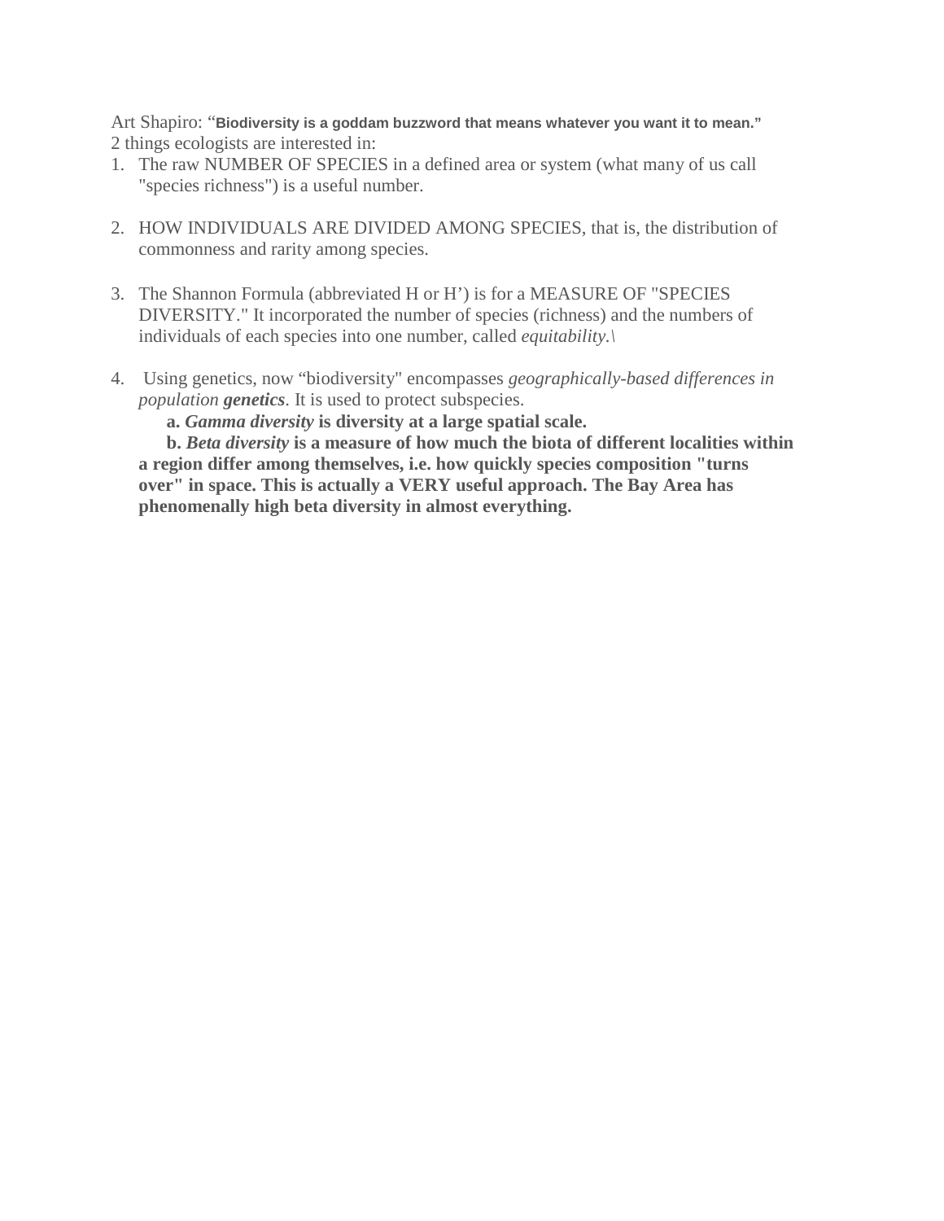Art Shapiro: "**Biodiversity is a goddam buzzword that means whatever you want it to mean.**"
2 things ecologists are interested in:

1. The raw NUMBER OF SPECIES in a defined area or system (what many of us call "species richness") is a useful number.

2. HOW INDIVIDUALS ARE DIVIDED AMONG SPECIES, that is, the distribution of commonness and rarity among species.

3. The Shannon Formula (abbreviated H or H') is for a MEASURE OF "SPECIES DIVERSITY." It incorporated the number of species (richness) and the numbers of individuals of each species into one number, called *equitability.\*

4. Using genetics, now "biodiversity" encompasses *geographically-based differences in population **genetics***. It is used to protect subspecies.
   **a. *Gamma diversity* is diversity at a large spatial scale.**
   **b. *Beta diversity* is a measure of how much the biota of different localities within a region differ among themselves, i.e. how quickly species composition "turns over" in space. This is actually a VERY useful approach. The Bay Area has phenomenally high beta diversity in almost everything.**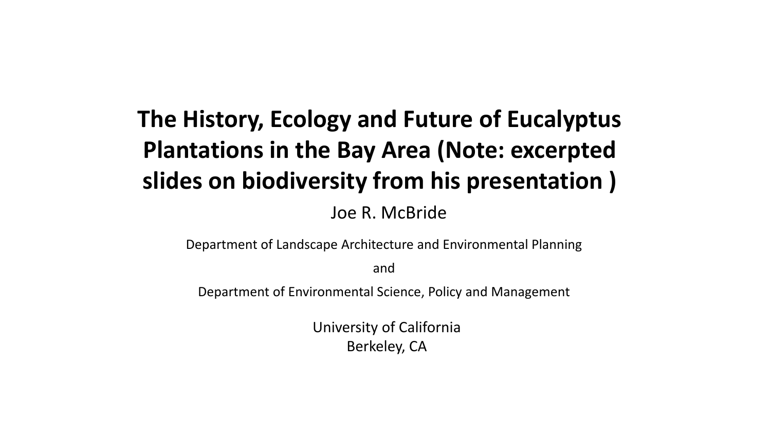# The History, Ecology and Future of Eucalyptus Plantations in the Bay Area (Note: excerpted slides on biodiversity from his presentation )

Joe R. McBride

Department of Landscape Architecture and Environmental Planning

and

Department of Environmental Science, Policy and Management

University of California
Berkeley, CA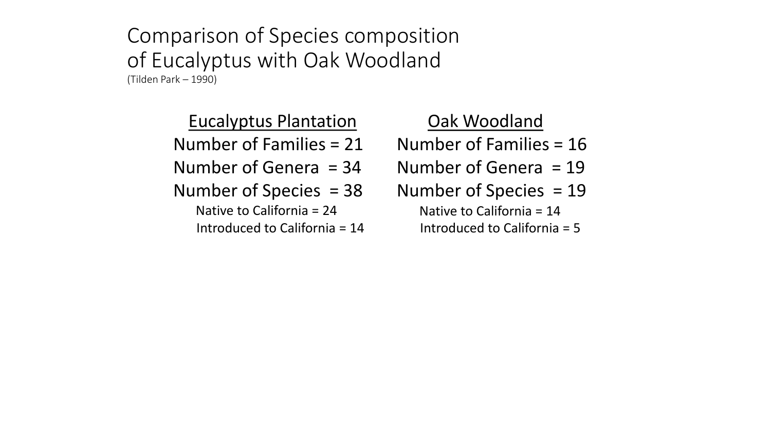# Comparison of Species composition of Eucalyptus with Oak Woodland

(Tilden Park – 1990)

| Eucalyptus Plantation | Oak Woodland |
| --- | --- |
| Number of Families = 21 | Number of Families = 16 |
| Number of Genera = 34 | Number of Genera = 19 |
| Number of Species = 38 | Number of Species = 19 |
| Native to California = 24 | Native to California = 14 |
| Introduced to California = 14 | Introduced to California = 5 |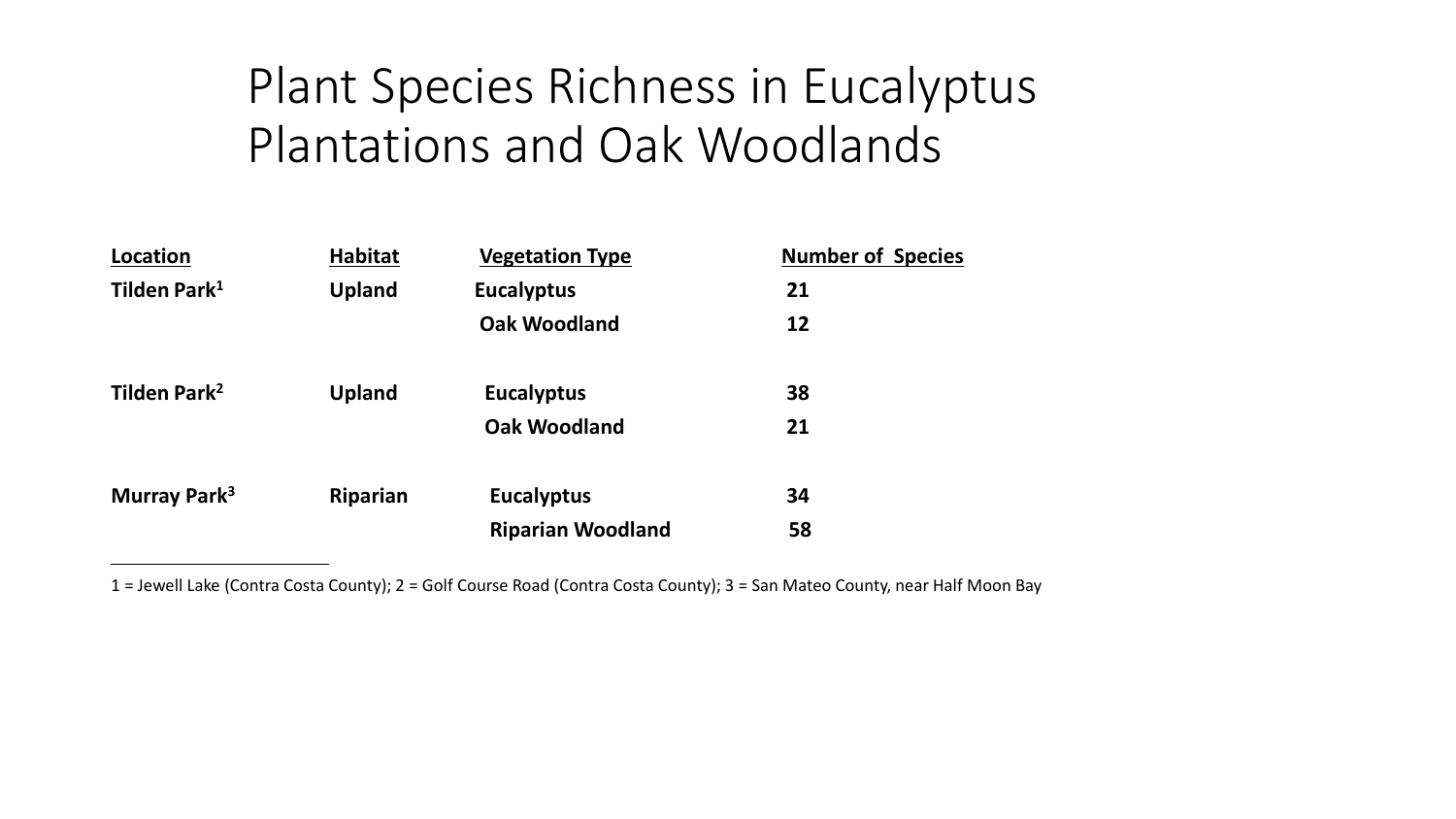# Plant Species Richness in Eucalyptus Plantations and Oak Woodlands

| Location | Habitat | Vegetation Type | Number of Species |
|---|---|---|---|
| **Tilden Park[1]** | **Upland** | **Eucalyptus** | **21** |
| | | **Oak Woodland** | **12** |
| **Tilden Park[2]** | **Upland** | **Eucalyptus** | **38** |
| | | **Oak Woodland** | **21** |
| **Murray Park[3]** | **Riparian** | **Eucalyptus** | **34** |
| | | **Riparian Woodland** | **58** |

1 = Jewell Lake (Contra Costa County); 2 = Golf Course Road (Contra Costa County); 3 = San Mateo County, near Half Moon Bay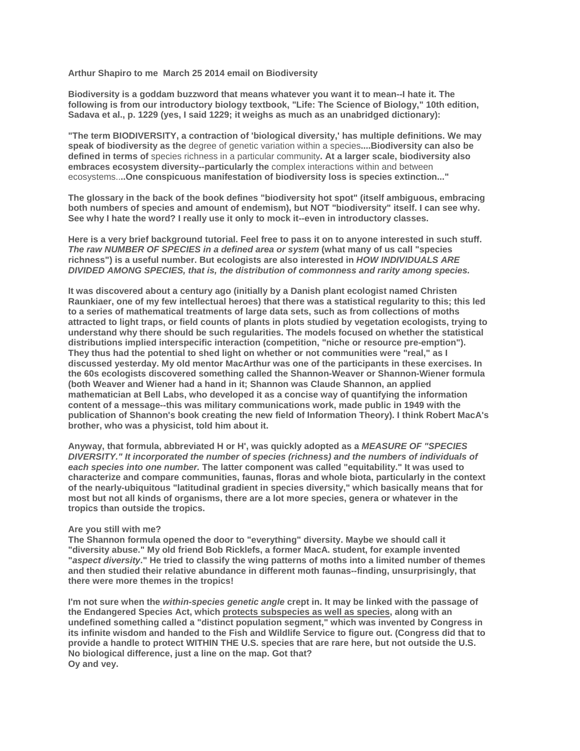**Arthur Shapiro to me  March 25 2014 email on Biodiversity**

**Biodiversity is a goddam buzzword that means whatever you want it to mean--I hate it. The following is from our introductory biology textbook, "Life: The Science of Biology," 10th edition, Sadava et al., p. 1229 (yes, I said 1229; it weighs as much as an unabridged dictionary):**

**"The term BIODIVERSITY, a contraction of 'biological diversity,' has multiple definitions. We may speak of biodiversity as the** degree of genetic variation within a species**....Biodiversity can also be defined in terms of** species richness in a particular community**. At a larger scale, biodiversity also embraces ecosystem diversity--particularly the** complex interactions within and between ecosystems...**.One conspicuous manifestation of biodiversity loss is species extinction..."**

**The glossary in the back of the book defines "biodiversity hot spot" (itself ambiguous, embracing both numbers of species and amount of endemism), but NOT "biodiversity" itself. I can see why. See why I hate the word? I really use it only to mock it--even in introductory classes.**

**Here is a very brief background tutorial. Feel free to pass it on to anyone interested in such stuff.** ***The raw NUMBER OF SPECIES in a defined area or system*** **(what many of us call "species richness") is a useful number. But ecologists are also interested in** ***HOW INDIVIDUALS ARE DIVIDED AMONG SPECIES, that is, the distribution of commonness and rarity among species.***

**It was discovered about a century ago (initially by a Danish plant ecologist named Christen Raunkiaer, one of my few intellectual heroes) that there was a statistical regularity to this; this led to a series of mathematical treatments of large data sets, such as from collections of moths attracted to light traps, or field counts of plants in plots studied by vegetation ecologists, trying to understand why there should be such regularities. The models focused on whether the statistical distributions implied interspecific interaction (competition, "niche or resource pre-emption"). They thus had the potential to shed light on whether or not communities were "real," as I discussed yesterday. My old mentor MacArthur was one of the participants in these exercises. In the 60s ecologists discovered something called the Shannon-Weaver or Shannon-Wiener formula (both Weaver and Wiener had a hand in it; Shannon was Claude Shannon, an applied mathematician at Bell Labs, who developed it as a concise way of quantifying the information content of a message--this was military communications work, made public in 1949 with the publication of Shannon's book creating the new field of Information Theory). I think Robert MacA's brother, who was a physicist, told him about it.**

**Anyway, that formula, abbreviated H or H', was quickly adopted as a** ***MEASURE OF "SPECIES DIVERSITY." It incorporated the number of species (richness) and the numbers of individuals of each species into one number.*** **The latter component was called "equitability." It was used to characterize and compare communities, faunas, floras and whole biota, particularly in the context of the nearly-ubiquitous "latitudinal gradient in species diversity," which basically means that for most but not all kinds of organisms, there are a lot more species, genera or whatever in the tropics than outside the tropics.**

**Are you still with me?**
**The Shannon formula opened the door to "everything" diversity. Maybe we should call it "diversity abuse." My old friend Bob Ricklefs, a former MacA. student, for example invented "*aspect diversity*." He tried to classify the wing patterns of moths into a limited number of themes and then studied their relative abundance in different moth faunas--finding, unsurprisingly, that there were more themes in the tropics!**

**I'm not sure when the *within-species genetic angle* crept in. It may be linked with the passage of the Endangered Species Act, which <u>protects subspecies as well as species</u>, along with an undefined something called a "distinct population segment," which was invented by Congress in its infinite wisdom and handed to the Fish and Wildlife Service to figure out. (Congress did that to provide a handle to protect WITHIN THE U.S. species that are rare here, but not outside the U.S. No biological difference, just a line on the map. Got that?**
**Oy and vey.**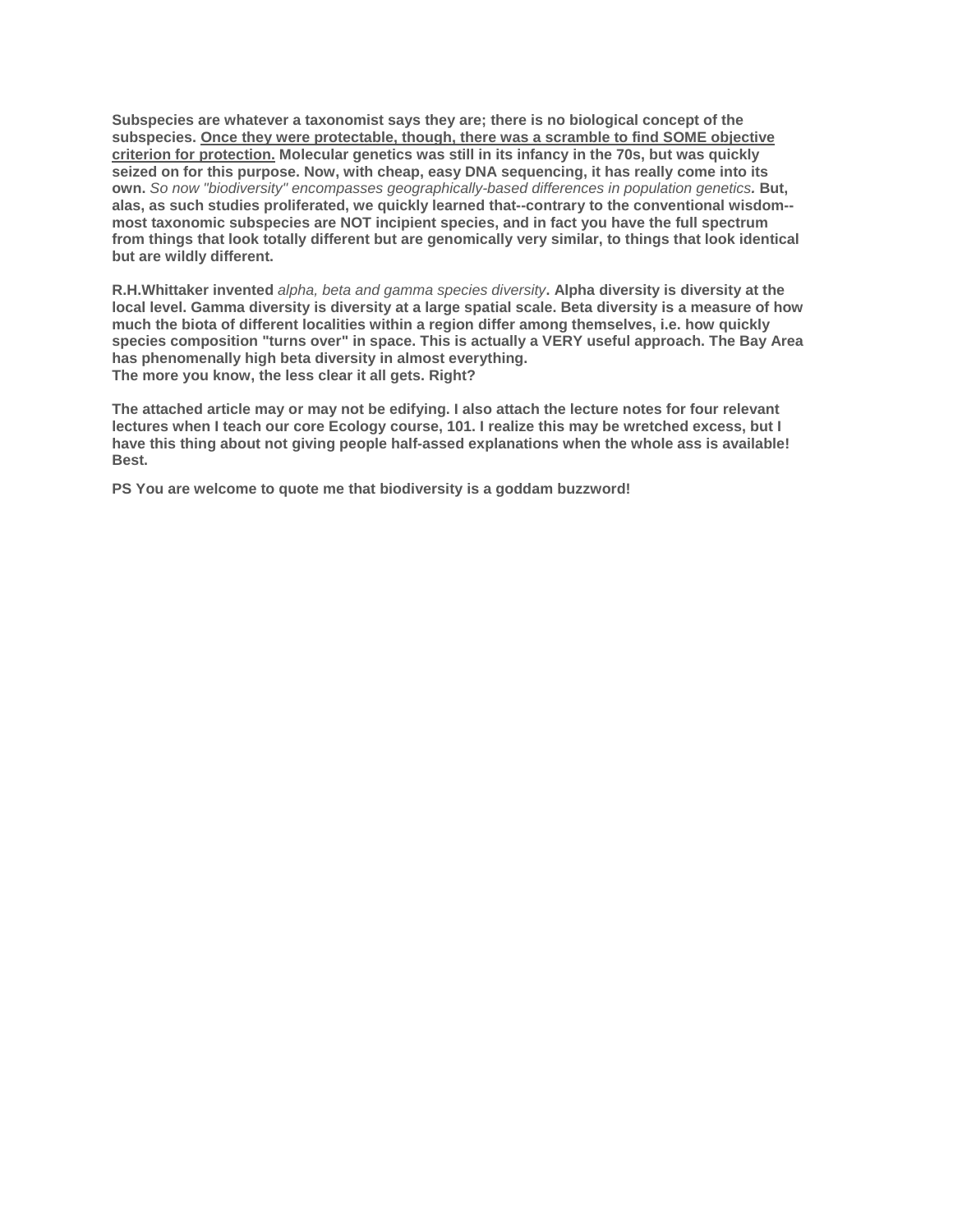**Subspecies are whatever a taxonomist says they are; there is no biological concept of the subspecies. <u>Once they were protectable, though, there was a scramble to find SOME objective criterion for protection.</u> Molecular genetics was still in its infancy in the 70s, but was quickly seized on for this purpose. Now, with cheap, easy DNA sequencing, it has really come into its own.** *So now "biodiversity" encompasses geographically-based differences in population genetics.* **But, alas, as such studies proliferated, we quickly learned that--contrary to the conventional wisdom--most taxonomic subspecies are NOT incipient species, and in fact you have the full spectrum from things that look totally different but are genomically very similar, to things that look identical but are wildly different.**

**R.H.Whittaker invented** *alpha, beta and gamma species diversity***. Alpha diversity is diversity at the local level. Gamma diversity is diversity at a large spatial scale. Beta diversity is a measure of how much the biota of different localities within a region differ among themselves, i.e. how quickly species composition "turns over" in space. This is actually a VERY useful approach. The Bay Area has phenomenally high beta diversity in almost everything.**
**The more you know, the less clear it all gets. Right?**

**The attached article may or may not be edifying. I also attach the lecture notes for four relevant lectures when I teach our core Ecology course, 101. I realize this may be wretched excess, but I have this thing about not giving people half-assed explanations when the whole ass is available! Best.**

**PS You are welcome to quote me that biodiversity is a goddam buzzword!**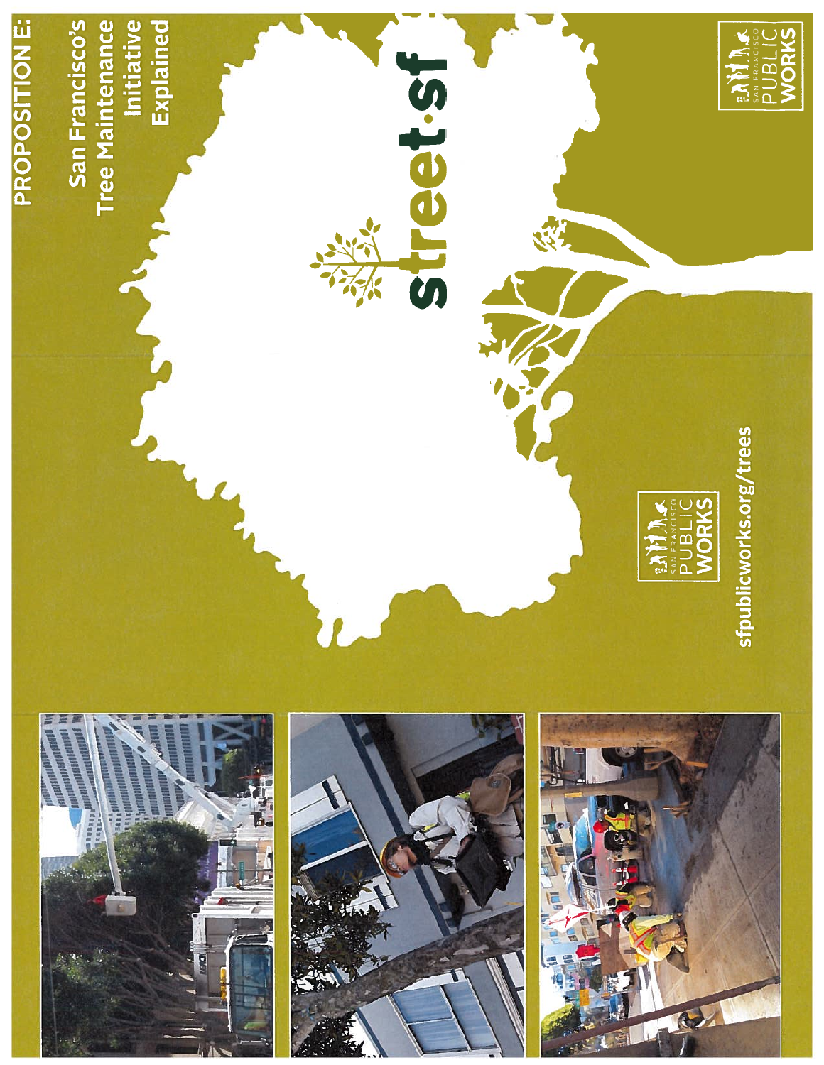# PROPOSITION E:

## San Francisco's Tree Maintenance Initiative Explained

street·sf

SAN FRANCISCO PUBLIC WORKS

SAN FRANCISCO PUBLIC WORKS

sfpublicworks.org/trees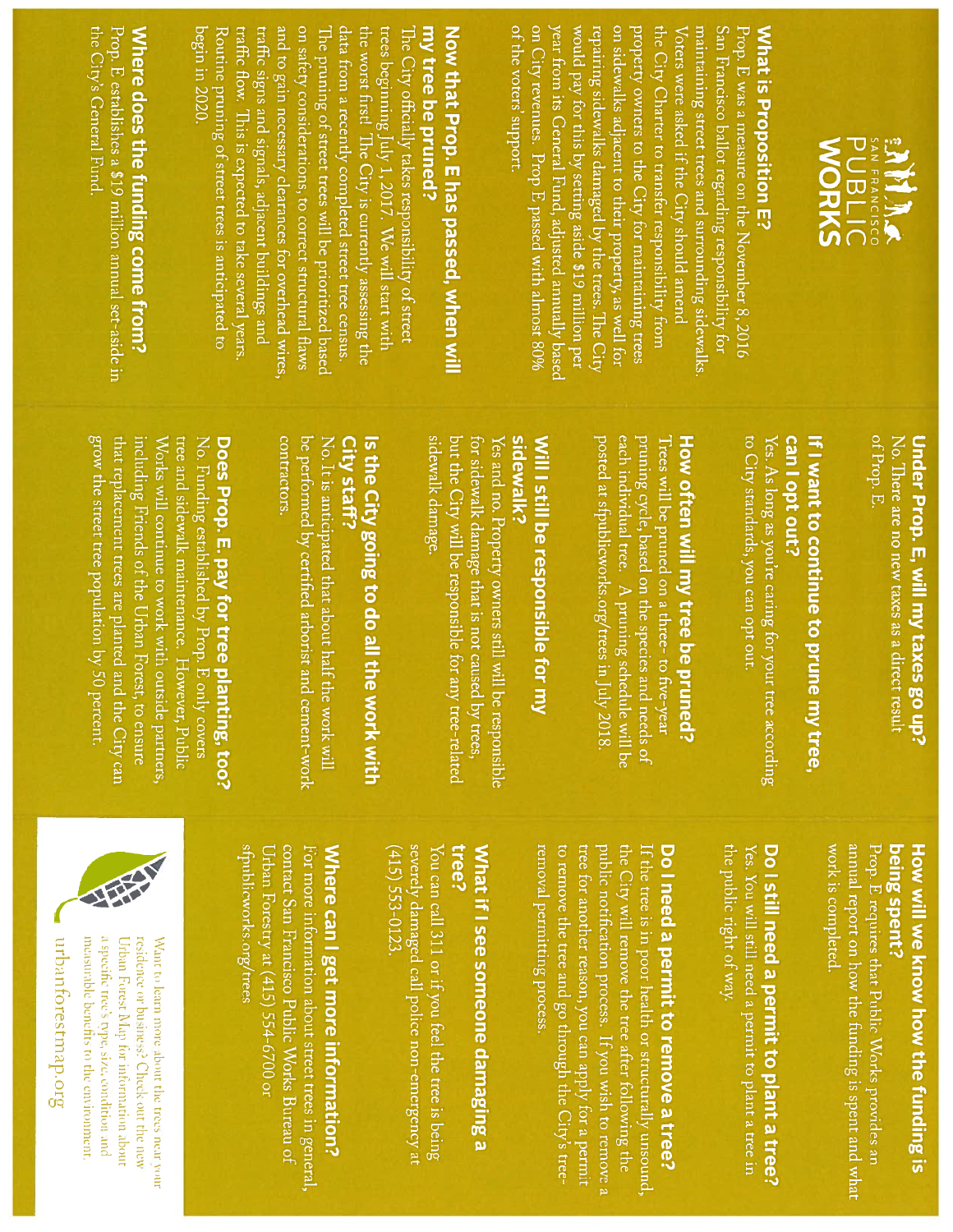SAN FRANCISCO PUBLIC WORKS

## What is Proposition E?

Prop. E was a measure on the November 8, 2016 San Francisco ballot regarding responsibility for maintaining street trees and surrounding sidewalks. Voters were asked if the City should amend the City Charter to transfer responsibility from property owners to the City for maintaining trees on sidewalks adjacent to their property, as well as for repairing sidewalks damaged by the trees. The City would pay for this by setting aside $19 million per year from its General Fund, adjusted annually based on City revenues. Prop E passed with almost 80% of the voters' support.

## Now that Prop. E has passed, when will my tree be pruned?

The City officially takes responsibility of street trees beginning July 1, 2017. We will start with the worst first! The City is currently assessing the data from a recently completed street tree census. The pruning of street trees will be prioritized based on safety considerations, to correct structural flaws and to gain necessary clearances for overhead wires, traffic signs and signals, adjacent buildings and traffic flow. This is expected to take several years. Routine pruning of street trees is anticipated to begin in 2020.

## Where does the funding come from?

Prop. E establishes a $19 million annual set-aside in the City's General Fund.

## Under Prop. E, will my taxes go up?

No. There are no new taxes as a direct result of Prop. E.

## If I want to continue to prune my tree, can I opt out?

Yes. As long as you're caring for your tree according to City standards, you can opt out.

## How often will my tree be pruned?

Trees will be pruned on a three- to five-year pruning cycle, based on the species and needs of each individual tree. A pruning schedule will be posted at sfpublicworks.org/trees in July 2018.

## Will I still be responsible for my sidewalk?

Yes and no. Property owners still will be responsible for sidewalk damage that is not caused by trees, but the City will be responsible for any tree-related sidewalk damage.

## Is the City going to do all the work with City staff?

No. It is anticipated that about half the work will be performed by certified arborist and cement-work contractors.

## Does Prop. E. pay for tree planting, too?

No. Funding established by Prop. E only covers tree and sidewalk maintenance. However, Public Works will continue to work with outside partners, including Friends of the Urban Forest, to ensure that replacement trees are planted and the City can grow the street tree population by 50 percent.

## How will we know how the funding is being spent?

Prop. E requires that Public Works provides an annual report on how the funding is spent and what work is completed.

## Do I still need a permit to plant a tree?

Yes. You will still need a permit to plant a tree in the public right of way.

## Do I need a permit to remove a tree?

If the tree is in poor health or structurally unsound, the City will remove the tree after following the public notification process. If you wish to remove a tree for another reason, you can apply for a permit to remove the tree and go through the City's tree-removal permitting process.

## What if I see someone damaging a tree?

You can call 311 or if you feel the tree is being severely damaged call police non-emergency at (415) 553-0123.

## Where can I get more information?

For more information about street trees in general, contact San Francisco Public Works Bureau of Urban Forestry at (415) 554-6700 or sfpublicworks.org/trees

Want to learn more about the trees near your residence or business? Check out the new Urban Forest Map for information about a specific tree's type, size, condition and measurable benefits to the environment.

urbanforestmap.org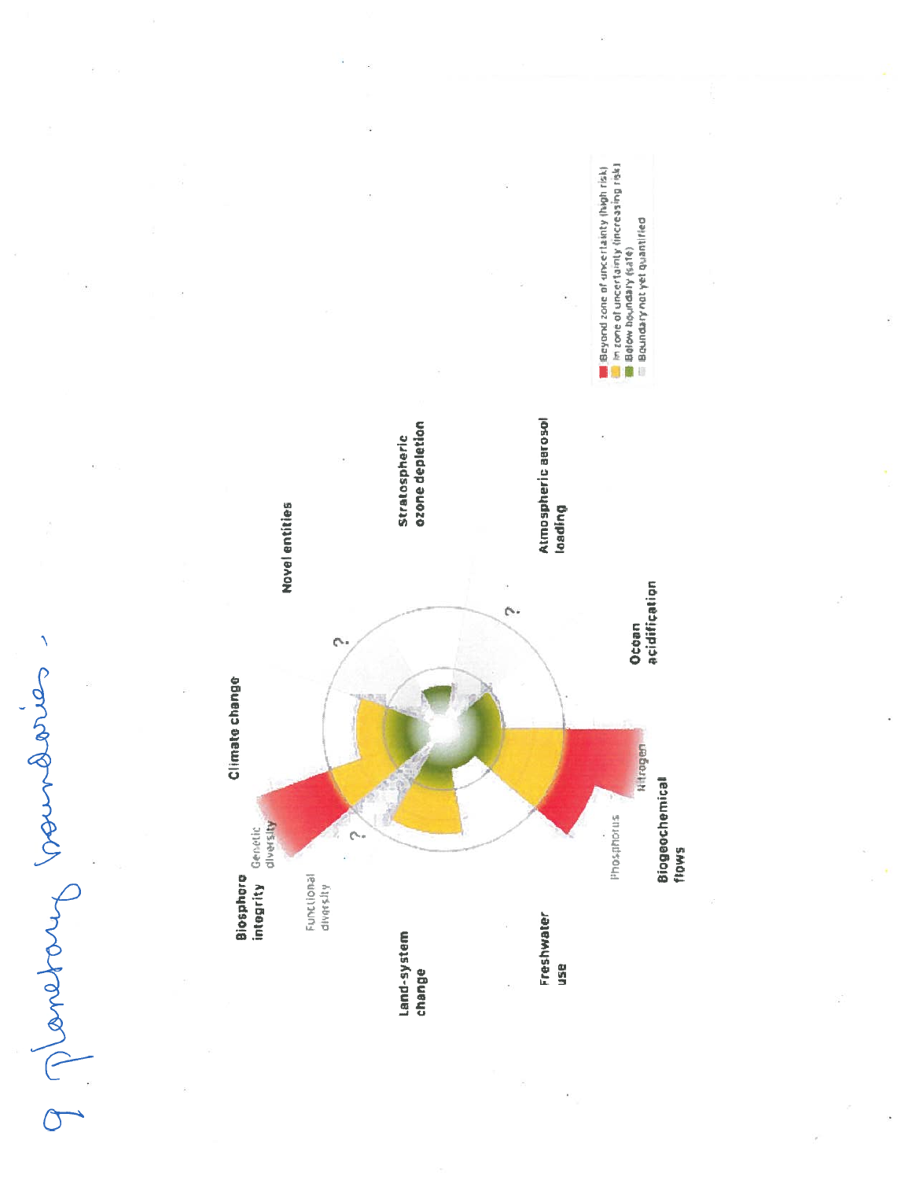9 Planetary boundaries.

Climate change

Novel entities

Stratospheric ozone depletion

Atmospheric aerosol loading

Ocean acidification

Biogeochemical flows

Nitrogen

Phosphorus

Freshwater use

Land-system change

Biosphere integrity

Genetic diversity

Functional diversity

?

?

?

Beyond zone of uncertainty (high risk)

In zone of uncertainty (increasing risk)

Below boundary (safe)

Boundary not yet quantified